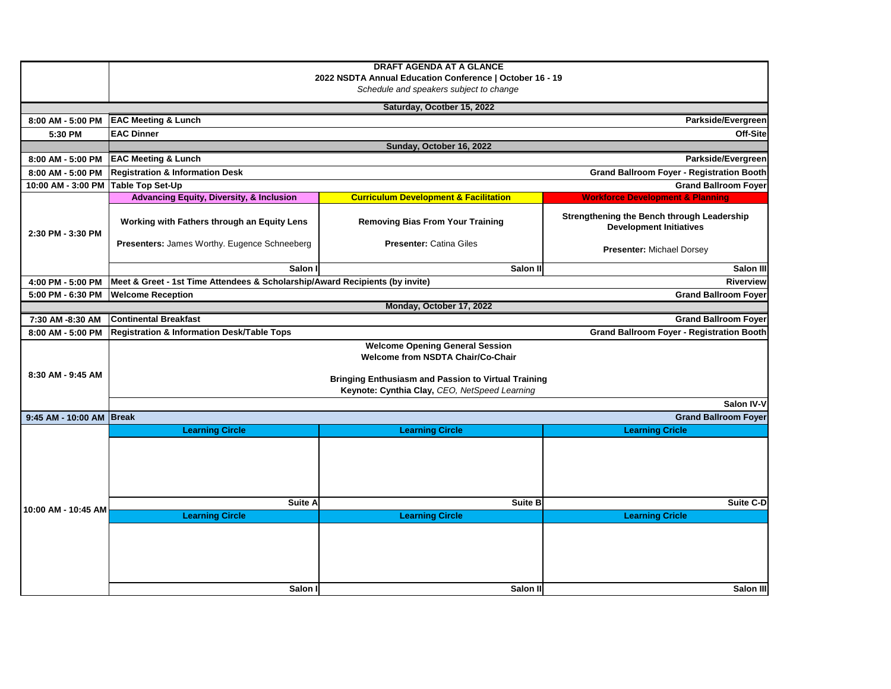**DRAFT AGENDA AT A GLANCE**
**2022 NSDTA Annual Education Conference | October 16 - 19**
*Schedule and speakers subject to change*

| Time | | | |
|---|---|---|---|
| | **Saturday, Ocotber 15, 2022** | | |
| 8:00 AM - 5:00 PM | **EAC Meeting & Lunch** | | **Parkside/Evergreen** |
| 5:30 PM | **EAC Dinner** | | **Off-Site** |
| | **Sunday, October 16, 2022** | | |
| 8:00 AM - 5:00 PM | **EAC Meeting & Lunch** | | **Parkside/Evergreen** |
| 8:00 AM - 5:00 PM | **Registration & Information Desk** | | **Grand Ballroom Foyer - Registration Booth** |
| 10:00 AM - 3:00 PM | **Table Top Set-Up** | | **Grand Ballroom Foyer** |
| 2:30 PM - 3:30 PM | **Advancing Equity, Diversity, & Inclusion** | **Curriculum Development & Facilitation** | **Workforce Development & Planning** |
| | **Working with Fathers through an Equity Lens**<br><br>**Presenters:** James Worthy. Eugence Schneeberg | **Removing Bias From Your Training**<br><br>**Presenter:** Catina Giles | **Strengthening the Bench through Leadership Development Initiatives**<br><br>**Presenter:** Michael Dorsey |
| | **Salon I** | **Salon II** | **Salon III** |
| 4:00 PM - 5:00 PM | **Meet & Greet - 1st Time Attendees & Scholarship/Award Recipients (by invite)** | | **Riverview** |
| 5:00 PM - 6:30 PM | **Welcome Reception** | | **Grand Ballroom Foyer** |
| | **Monday, October 17, 2022** | | |
| 7:30 AM -8:30 AM | **Continental Breakfast** | | **Grand Ballroom Foyer** |
| 8:00 AM - 5:00 PM | **Registration & Information Desk/Table Tops** | | **Grand Ballroom Foyer - Registration Booth** |
| 8:30 AM - 9:45 AM | **Welcome Opening General Session**<br>**Welcome from NSDTA Chair/Co-Chair**<br><br>**Bringing Enthusiasm and Passion to Virtual Training**<br>**Keynote: Cynthia Clay,** *CEO, NetSpeed Learning* | | **Salon IV-V** |
| 9:45 AM - 10:00 AM | **Break** | | **Grand Ballroom Foyer** |
| 10:00 AM - 10:45 AM | **Learning Circle** | **Learning Circle** | **Learning Cricle** |
| | | | |
| | **Suite A** | **Suite B** | **Suite C-D** |
| | **Learning Circle** | **Learning Circle** | **Learning Cricle** |
| | | | |
| | **Salon I** | **Salon II** | **Salon III** |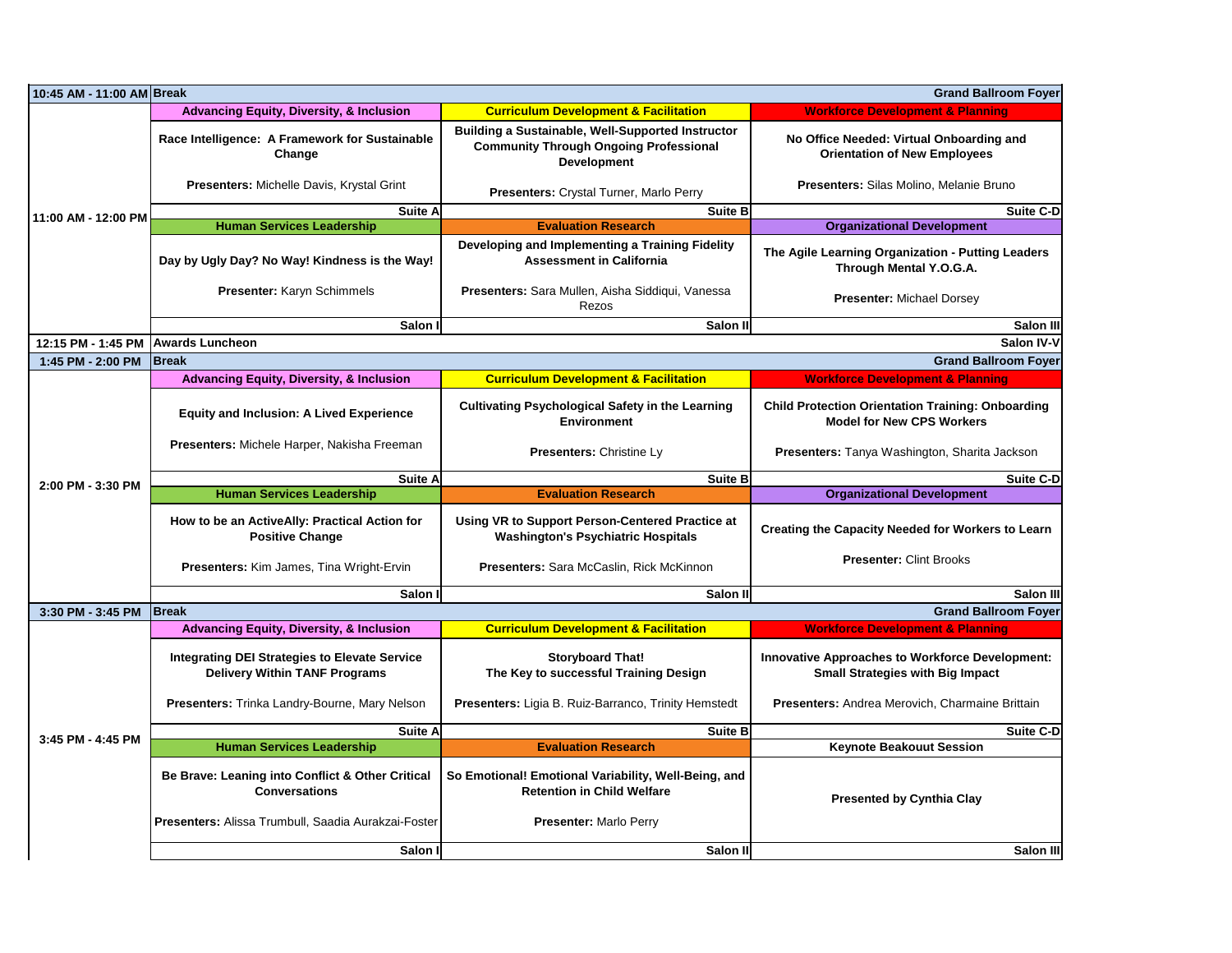| Time | Advancing Equity, Diversity, & Inclusion / Human Services Leadership | Curriculum Development & Facilitation / Evaluation Research | Workforce Development & Planning / Organizational Development |
|---|---|---|---|
| 10:45 AM - 11:00 AM | **Break** | | Grand Ballroom Foyer |
| 11:00 AM - 12:00 PM | **Advancing Equity, Diversity, & Inclusion** | **Curriculum Development & Facilitation** | **Workforce Development & Planning** |
| | **Race Intelligence: A Framework for Sustainable Change**<br>**Presenters:** Michelle Davis, Krystal Grint<br>Suite A | **Building a Sustainable, Well-Supported Instructor Community Through Ongoing Professional Development**<br>**Presenters:** Crystal Turner, Marlo Perry<br>Suite B | **No Office Needed: Virtual Onboarding and Orientation of New Employees**<br>**Presenters:** Silas Molino, Melanie Bruno<br>Suite C-D |
| | **Human Services Leadership** | **Evaluation Research** | **Organizational Development** |
| | **Day by Ugly Day? No Way! Kindness is the Way!**<br>**Presenter:** Karyn Schimmels<br>Salon I | **Developing and Implementing a Training Fidelity Assessment in California**<br>**Presenters:** Sara Mullen, Aisha Siddiqui, Vanessa Rezos<br>Salon II | **The Agile Learning Organization - Putting Leaders Through Mental Y.O.G.A.**<br>**Presenter:** Michael Dorsey<br>Salon III |
| 12:15 PM - 1:45 PM | **Awards Luncheon** | | Salon IV-V |
| 1:45 PM - 2:00 PM | **Break** | | Grand Ballroom Foyer |
| 2:00 PM - 3:30 PM | **Advancing Equity, Diversity, & Inclusion** | **Curriculum Development & Facilitation** | **Workforce Development & Planning** |
| | **Equity and Inclusion: A Lived Experience**<br>**Presenters:** Michele Harper, Nakisha Freeman<br>Suite A | **Cultivating Psychological Safety in the Learning Environment**<br>**Presenters:** Christine Ly<br>Suite B | **Child Protection Orientation Training: Onboarding Model for New CPS Workers**<br>**Presenters:** Tanya Washington, Sharita Jackson<br>Suite C-D |
| | **Human Services Leadership** | **Evaluation Research** | **Organizational Development** |
| | **How to be an ActiveAlly: Practical Action for Positive Change**<br>**Presenters:** Kim James, Tina Wright-Ervin<br>Salon I | **Using VR to Support Person-Centered Practice at Washington's Psychiatric Hospitals**<br>**Presenters:** Sara McCaslin, Rick McKinnon<br>Salon II | **Creating the Capacity Needed for Workers to Learn**<br>**Presenter:** Clint Brooks<br>Salon III |
| 3:30 PM - 3:45 PM | **Break** | | Grand Ballroom Foyer |
| 3:45 PM - 4:45 PM | **Advancing Equity, Diversity, & Inclusion** | **Curriculum Development & Facilitation** | **Workforce Development & Planning** |
| | **Integrating DEI Strategies to Elevate Service Delivery Within TANF Programs**<br>**Presenters:** Trinka Landry-Bourne, Mary Nelson<br>Suite A | **Storyboard That! The Key to successful Training Design**<br>**Presenters:** Ligia B. Ruiz-Barranco, Trinity Hemstedt<br>Suite B | **Innovative Approaches to Workforce Development: Small Strategies with Big Impact**<br>**Presenters:** Andrea Merovich, Charmaine Brittain<br>Suite C-D |
| | **Human Services Leadership** | **Evaluation Research** | **Keynote Beakouut Session** |
| | **Be Brave: Leaning into Conflict & Other Critical Conversations**<br>**Presenters:** Alissa Trumbull, Saadia Aurakzai-Foster<br>Salon I | **So Emotional! Emotional Variability, Well-Being, and Retention in Child Welfare**<br>**Presenter:** Marlo Perry<br>Salon II | **Presented by Cynthia Clay**<br>Salon III |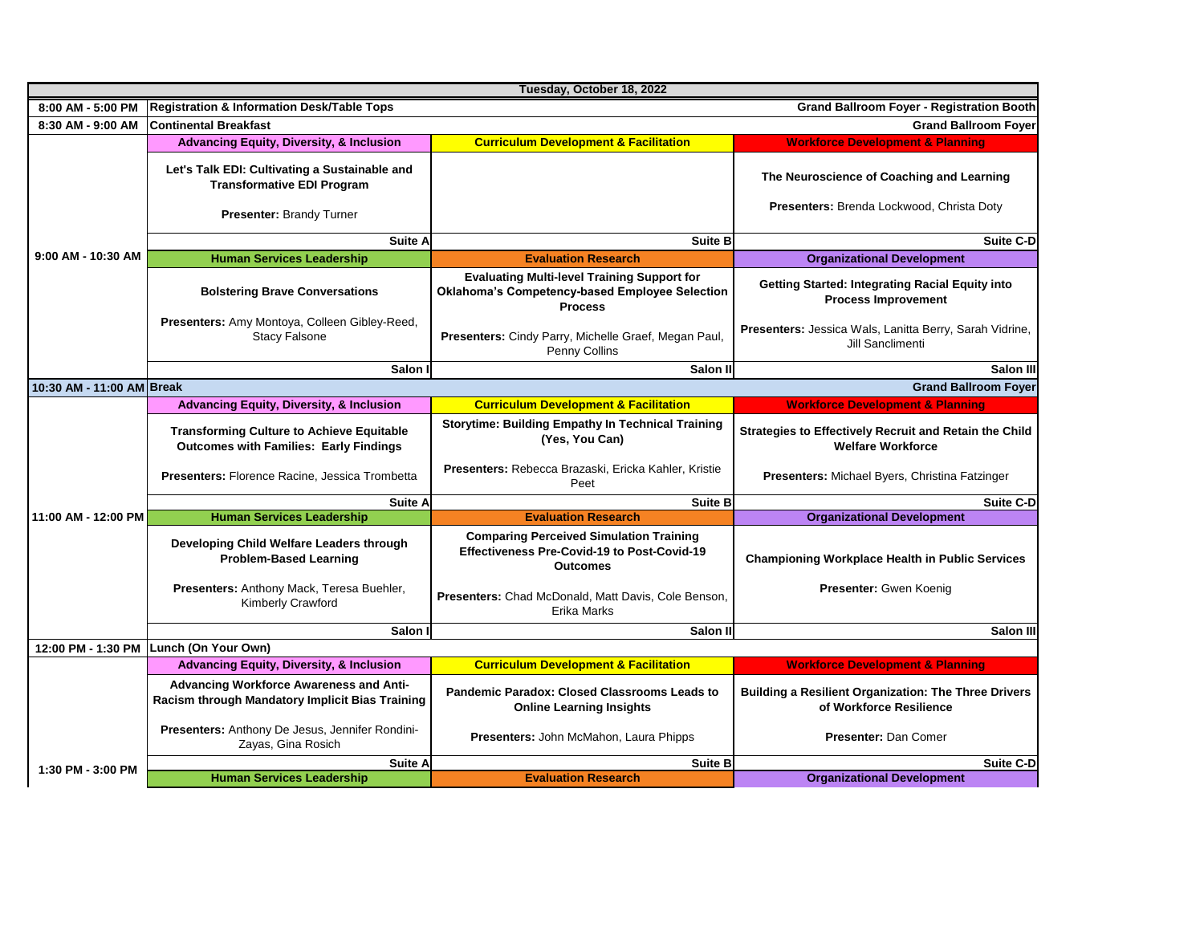| Tuesday, October 18, 2022 | | | |
|---|---|---|---|
| 8:00 AM - 5:00 PM | Registration & Information Desk/Table Tops | | Grand Ballroom Foyer - Registration Booth |
| 8:30 AM - 9:00 AM | Continental Breakfast | | Grand Ballroom Foyer |
| 9:00 AM - 10:30 AM | **Advancing Equity, Diversity, & Inclusion** | **Curriculum Development & Facilitation** | **Workforce Development & Planning** |
| | **Let's Talk EDI: Cultivating a Sustainable and Transformative EDI Program**<br>**Presenter:** Brandy Turner | | **The Neuroscience of Coaching and Learning**<br>**Presenters:** Brenda Lockwood, Christa Doty |
| | Suite A | Suite B | Suite C-D |
| | **Human Services Leadership** | **Evaluation Research** | **Organizational Development** |
| | **Bolstering Brave Conversations**<br>**Presenters:** Amy Montoya, Colleen Gibley-Reed, Stacy Falsone | **Evaluating Multi-level Training Support for Oklahoma's Competency-based Employee Selection Process**<br>**Presenters:** Cindy Parry, Michelle Graef, Megan Paul, Penny Collins | **Getting Started: Integrating Racial Equity into Process Improvement**<br>**Presenters:** Jessica Wals, Lanitta Berry, Sarah Vidrine, Jill Sanclimenti |
| | Salon I | Salon II | Salon III |
| 10:30 AM - 11:00 AM | Break | | Grand Ballroom Foyer |
| 11:00 AM - 12:00 PM | **Advancing Equity, Diversity, & Inclusion** | **Curriculum Development & Facilitation** | **Workforce Development & Planning** |
| | **Transforming Culture to Achieve Equitable Outcomes with Families: Early Findings**<br>**Presenters:** Florence Racine, Jessica Trombetta | **Storytime: Building Empathy In Technical Training (Yes, You Can)**<br>**Presenters:** Rebecca Brazaski, Ericka Kahler, Kristie Peet | **Strategies to Effectively Recruit and Retain the Child Welfare Workforce**<br>**Presenters:** Michael Byers, Christina Fatzinger |
| | Suite A | Suite B | Suite C-D |
| | **Human Services Leadership** | **Evaluation Research** | **Organizational Development** |
| | **Developing Child Welfare Leaders through Problem-Based Learning**<br>**Presenters:** Anthony Mack, Teresa Buehler, Kimberly Crawford | **Comparing Perceived Simulation Training Effectiveness Pre-Covid-19 to Post-Covid-19 Outcomes**<br>**Presenters:** Chad McDonald, Matt Davis, Cole Benson, Erika Marks | **Championing Workplace Health in Public Services**<br>**Presenter:** Gwen Koenig |
| | Salon I | Salon II | Salon III |
| 12:00 PM - 1:30 PM | Lunch (On Your Own) | | |
| 1:30 PM - 3:00 PM | **Advancing Equity, Diversity, & Inclusion** | **Curriculum Development & Facilitation** | **Workforce Development & Planning** |
| | **Advancing Workforce Awareness and Anti-Racism through Mandatory Implicit Bias Training**<br>**Presenters:** Anthony De Jesus, Jennifer Rondini-Zayas, Gina Rosich | **Pandemic Paradox: Closed Classrooms Leads to Online Learning Insights**<br>**Presenters:** John McMahon, Laura Phipps | **Building a Resilient Organization: The Three Drivers of Workforce Resilience**<br>**Presenter:** Dan Comer |
| | Suite A | Suite B | Suite C-D |
| | **Human Services Leadership** | **Evaluation Research** | **Organizational Development** |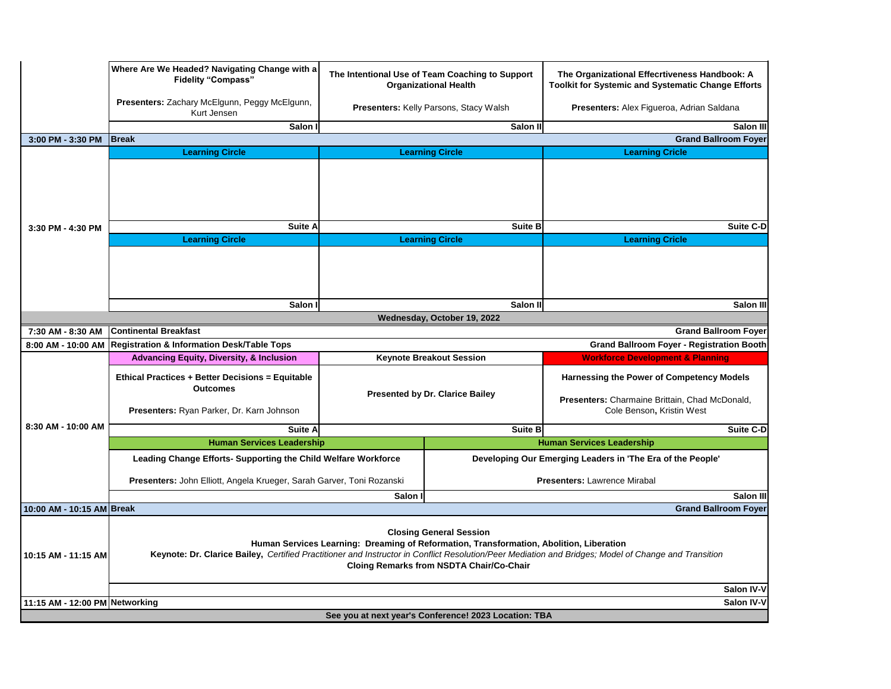| | | | |
|---|---|---|---|
| | **Where Are We Headed? Navigating Change with a Fidelity "Compass"**<br><br>**Presenters:** Zachary McElgunn, Peggy McElgunn, Kurt Jensen<br><br>**Salon I** | **The Intentional Use of Team Coaching to Support Organizational Health**<br><br>**Presenters:** Kelly Parsons, Stacy Walsh<br><br>**Salon II** | **The Organizational Effecrtiveness Handbook: A Toolkit for Systemic and Systematic Change Efforts**<br><br>**Presenters:** Alex Figueroa, Adrian Saldana<br><br>**Salon III** |
| **3:00 PM - 3:30 PM** | **Break** | | **Grand Ballroom Foyer** |
| **3:30 PM - 4:30 PM** | **Learning Circle**<br><br>**Suite A** | **Learning Circle**<br><br>**Suite B** | **Learning Cricle**<br><br>**Suite C-D** |
| | **Learning Circle**<br><br>**Salon I** | **Learning Circle**<br><br>**Salon II** | **Learning Cricle**<br><br>**Salon III** |
| | | **Wednesday, October 19, 2022** | |
| **7:30 AM - 8:30 AM** | **Continental Breakfast** | | **Grand Ballroom Foyer** |
| **8:00 AM - 10:00 AM** | **Registration & Information Desk/Table Tops** | | **Grand Ballroom Foyer - Registration Booth** |
| **8:30 AM - 10:00 AM** | **Advancing Equity, Diversity, & Inclusion**<br><br>**Ethical Practices + Better Decisions = Equitable Outcomes**<br><br>**Presenters:** Ryan Parker, Dr. Karn Johnson<br><br>**Suite A** | **Keynote Breakout Session**<br><br>**Presented by Dr. Clarice Bailey**<br><br>**Suite B** | **Workforce Development & Planning**<br><br>**Harnessing the Power of Competency Models**<br><br>**Presenters:** Charmaine Brittain, Chad McDonald, Cole Benson, Kristin West<br><br>**Suite C-D** |
| | **Human Services Leadership**<br><br>**Leading Change Efforts- Supporting the Child Welfare Workforce**<br><br>**Presenters:** John Elliott, Angela Krueger, Sarah Garver, Toni Rozanski<br><br>**Salon I** | | **Human Services Leadership**<br><br>**Developing Our Emerging Leaders in 'The Era of the People'**<br><br>**Presenters:** Lawrence Mirabal<br><br>**Salon III** |
| **10:00 AM - 10:15 AM** | **Break** | | **Grand Ballroom Foyer** |
| **10:15 AM - 11:15 AM** | | **Closing General Session**<br>**Human Services Learning: Dreaming of Reformation, Transformation, Abolition, Liberation**<br>**Keynote: Dr. Clarice Bailey,** *Certified Practitioner and Instructor in Conflict Resolution/Peer Mediation and Bridges; Model of Change and Transition*<br>**Cloing Remarks from NSDTA Chair/Co-Chair** | **Salon IV-V** |
| **11:15 AM - 12:00 PM** | **Networking** | | **Salon IV-V** |
| | | **See you at next year's Conference! 2023 Location: TBA** | |